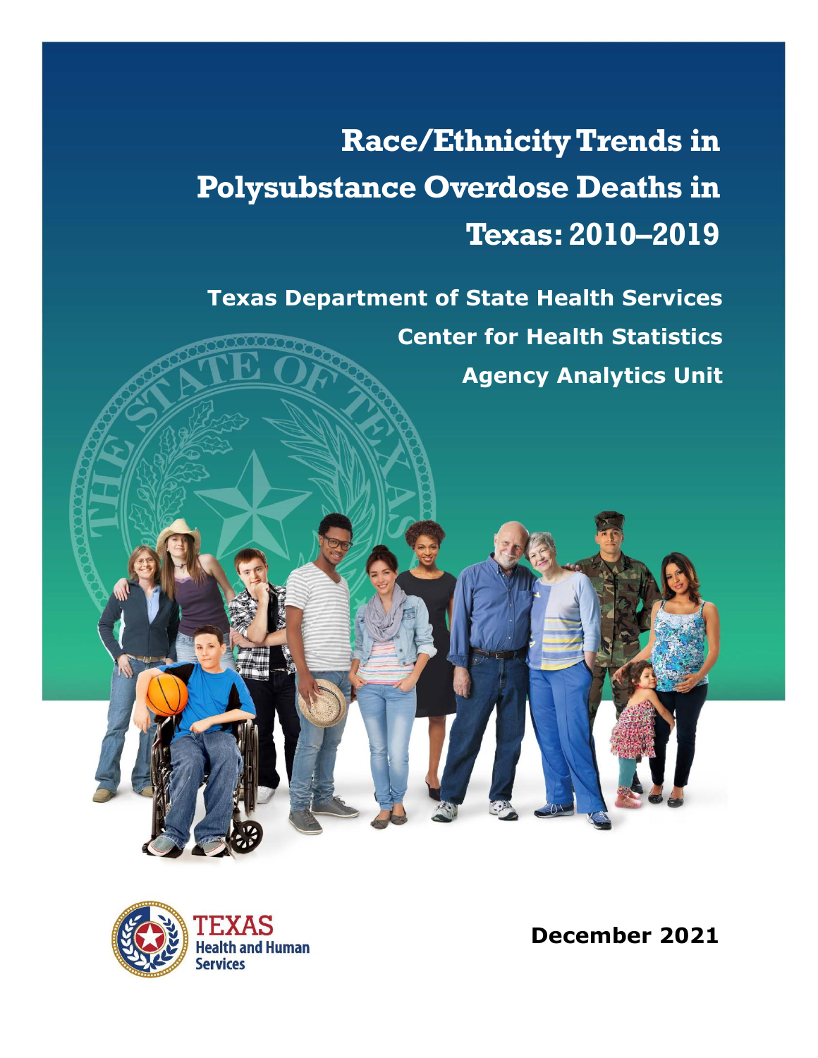# Race/Ethnicity Trends in Polysubstance Overdose Deaths in Texas: 2010–2019

**Texas Department of State Health Services**

**Center for Health Statistics**

**Agency Analytics Unit**

TEXAS Health and Human Services

**December 2021**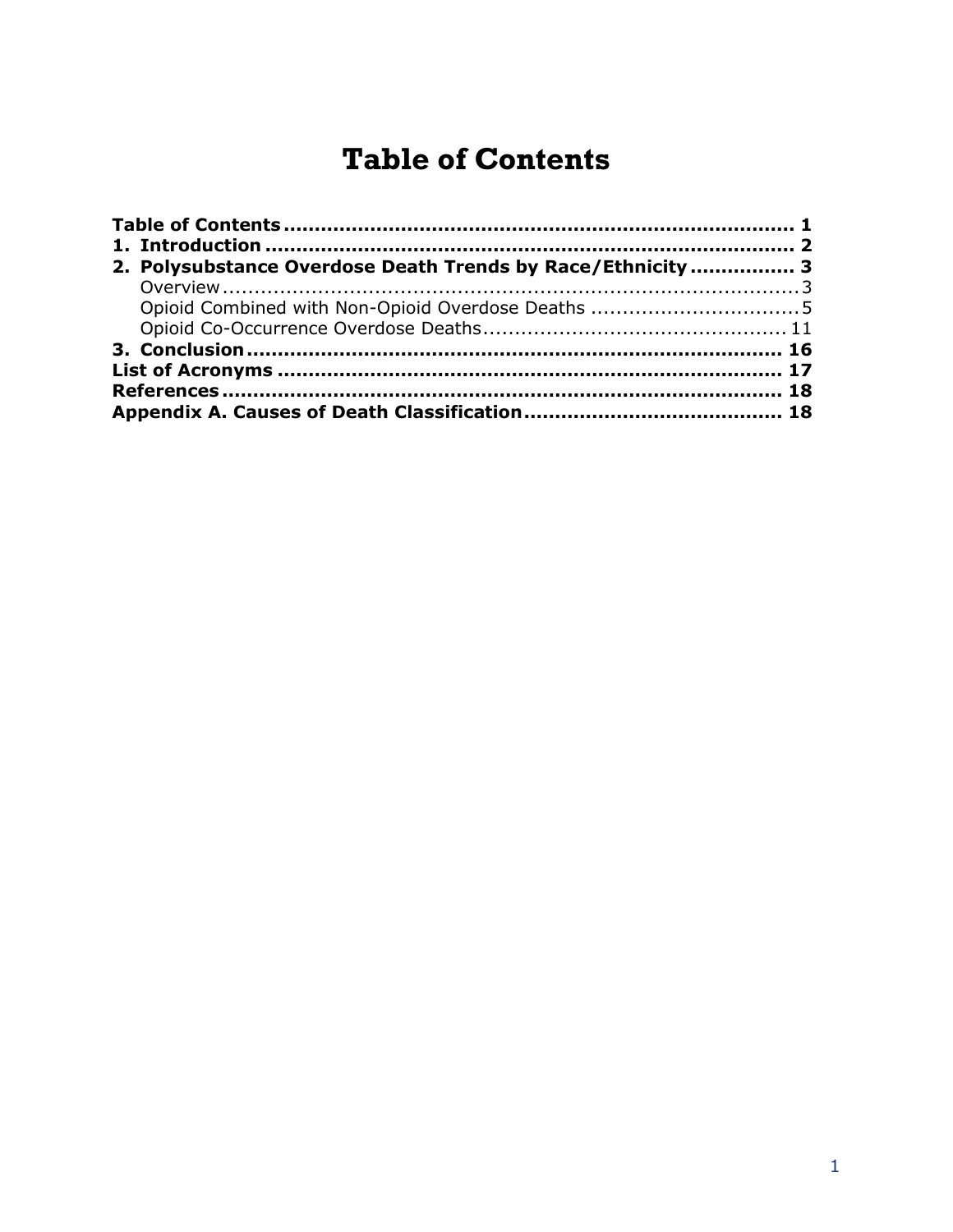# Table of Contents

**Table of Contents** ........ **1**
**1. Introduction** ........ **2**
**2. Polysubstance Overdose Death Trends by Race/Ethnicity** ........ **3**
  Overview ........ 3
  Opioid Combined with Non-Opioid Overdose Deaths ........ 5
  Opioid Co-Occurrence Overdose Deaths ........ 11
**3. Conclusion** ........ **16**
**List of Acronyms** ........ **17**
**References** ........ **18**
**Appendix A. Causes of Death Classification** ........ **18**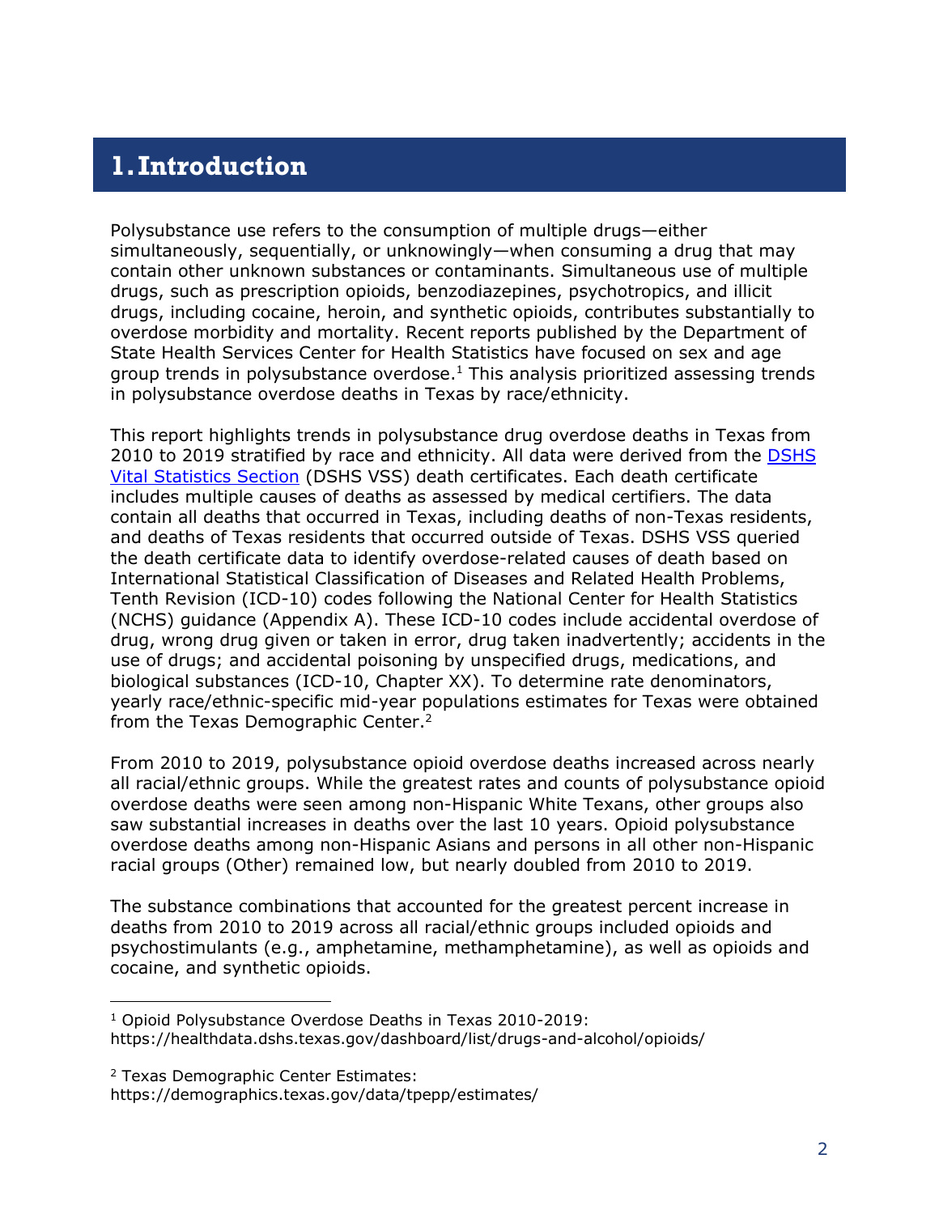# 1. Introduction

Polysubstance use refers to the consumption of multiple drugs—either simultaneously, sequentially, or unknowingly—when consuming a drug that may contain other unknown substances or contaminants. Simultaneous use of multiple drugs, such as prescription opioids, benzodiazepines, psychotropics, and illicit drugs, including cocaine, heroin, and synthetic opioids, contributes substantially to overdose morbidity and mortality. Recent reports published by the Department of State Health Services Center for Health Statistics have focused on sex and age group trends in polysubstance overdose.[1] This analysis prioritized assessing trends in polysubstance overdose deaths in Texas by race/ethnicity.

This report highlights trends in polysubstance drug overdose deaths in Texas from 2010 to 2019 stratified by race and ethnicity. All data were derived from the DSHS Vital Statistics Section (DSHS VSS) death certificates. Each death certificate includes multiple causes of deaths as assessed by medical certifiers. The data contain all deaths that occurred in Texas, including deaths of non-Texas residents, and deaths of Texas residents that occurred outside of Texas. DSHS VSS queried the death certificate data to identify overdose-related causes of death based on International Statistical Classification of Diseases and Related Health Problems, Tenth Revision (ICD-10) codes following the National Center for Health Statistics (NCHS) guidance (Appendix A). These ICD-10 codes include accidental overdose of drug, wrong drug given or taken in error, drug taken inadvertently; accidents in the use of drugs; and accidental poisoning by unspecified drugs, medications, and biological substances (ICD-10, Chapter XX). To determine rate denominators, yearly race/ethnic-specific mid-year populations estimates for Texas were obtained from the Texas Demographic Center.[2]

From 2010 to 2019, polysubstance opioid overdose deaths increased across nearly all racial/ethnic groups. While the greatest rates and counts of polysubstance opioid overdose deaths were seen among non-Hispanic White Texans, other groups also saw substantial increases in deaths over the last 10 years. Opioid polysubstance overdose deaths among non-Hispanic Asians and persons in all other non-Hispanic racial groups (Other) remained low, but nearly doubled from 2010 to 2019.

The substance combinations that accounted for the greatest percent increase in deaths from 2010 to 2019 across all racial/ethnic groups included opioids and psychostimulants (e.g., amphetamine, methamphetamine), as well as opioids and cocaine, and synthetic opioids.

---

[1] Opioid Polysubstance Overdose Deaths in Texas 2010-2019: https://healthdata.dshs.texas.gov/dashboard/list/drugs-and-alcohol/opioids/

[2] Texas Demographic Center Estimates: https://demographics.texas.gov/data/tpepp/estimates/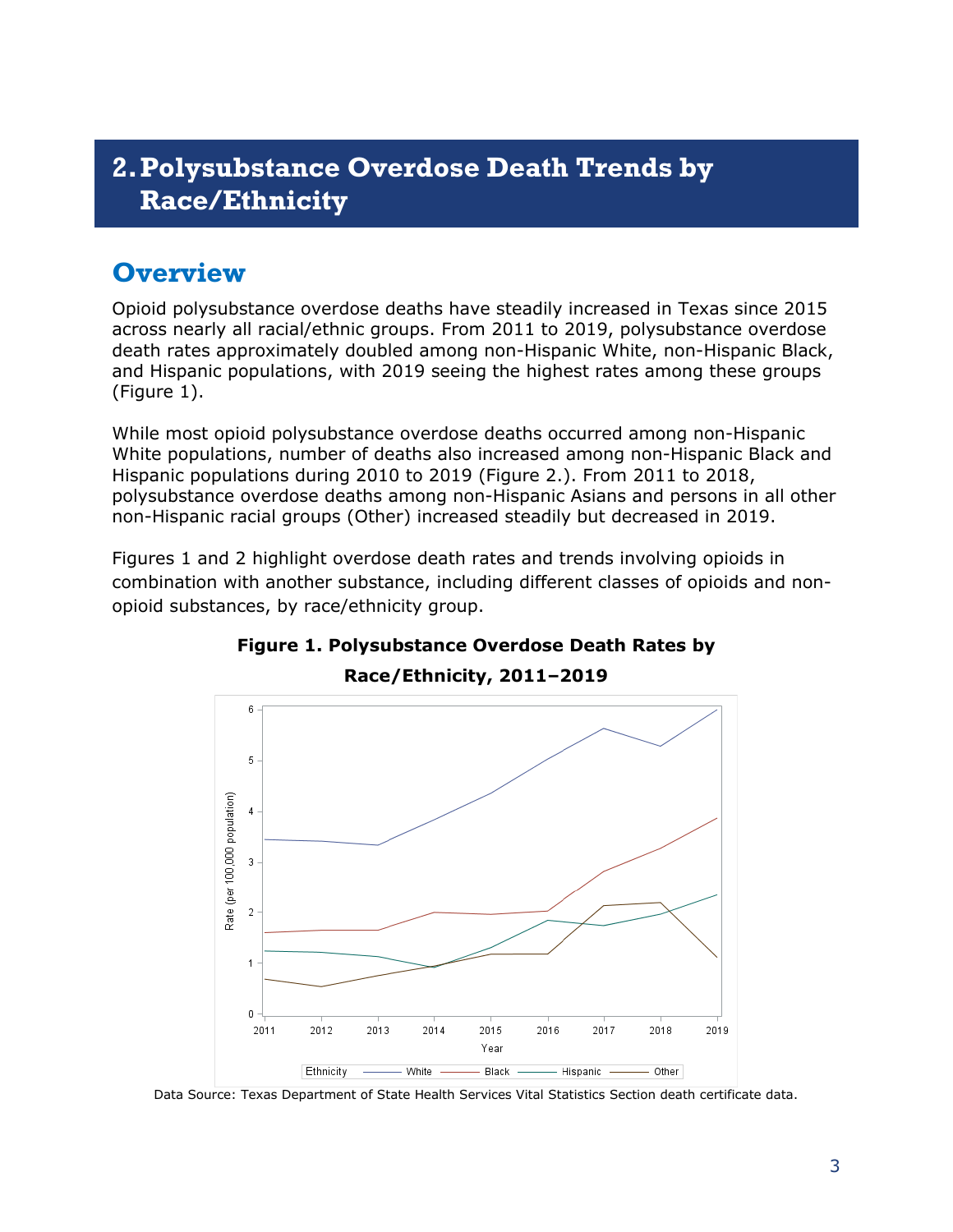## 2. Polysubstance Overdose Death Trends by Race/Ethnicity

### Overview

Opioid polysubstance overdose deaths have steadily increased in Texas since 2015 across nearly all racial/ethnic groups. From 2011 to 2019, polysubstance overdose death rates approximately doubled among non-Hispanic White, non-Hispanic Black, and Hispanic populations, with 2019 seeing the highest rates among these groups (Figure 1).

While most opioid polysubstance overdose deaths occurred among non-Hispanic White populations, number of deaths also increased among non-Hispanic Black and Hispanic populations during 2010 to 2019 (Figure 2.). From 2011 to 2018, polysubstance overdose deaths among non-Hispanic Asians and persons in all other non-Hispanic racial groups (Other) increased steadily but decreased in 2019.

Figures 1 and 2 highlight overdose death rates and trends involving opioids in combination with another substance, including different classes of opioids and non-opioid substances, by race/ethnicity group.

**Figure 1. Polysubstance Overdose Death Rates by Race/Ethnicity, 2011–2019**

Data Source: Texas Department of State Health Services Vital Statistics Section death certificate data.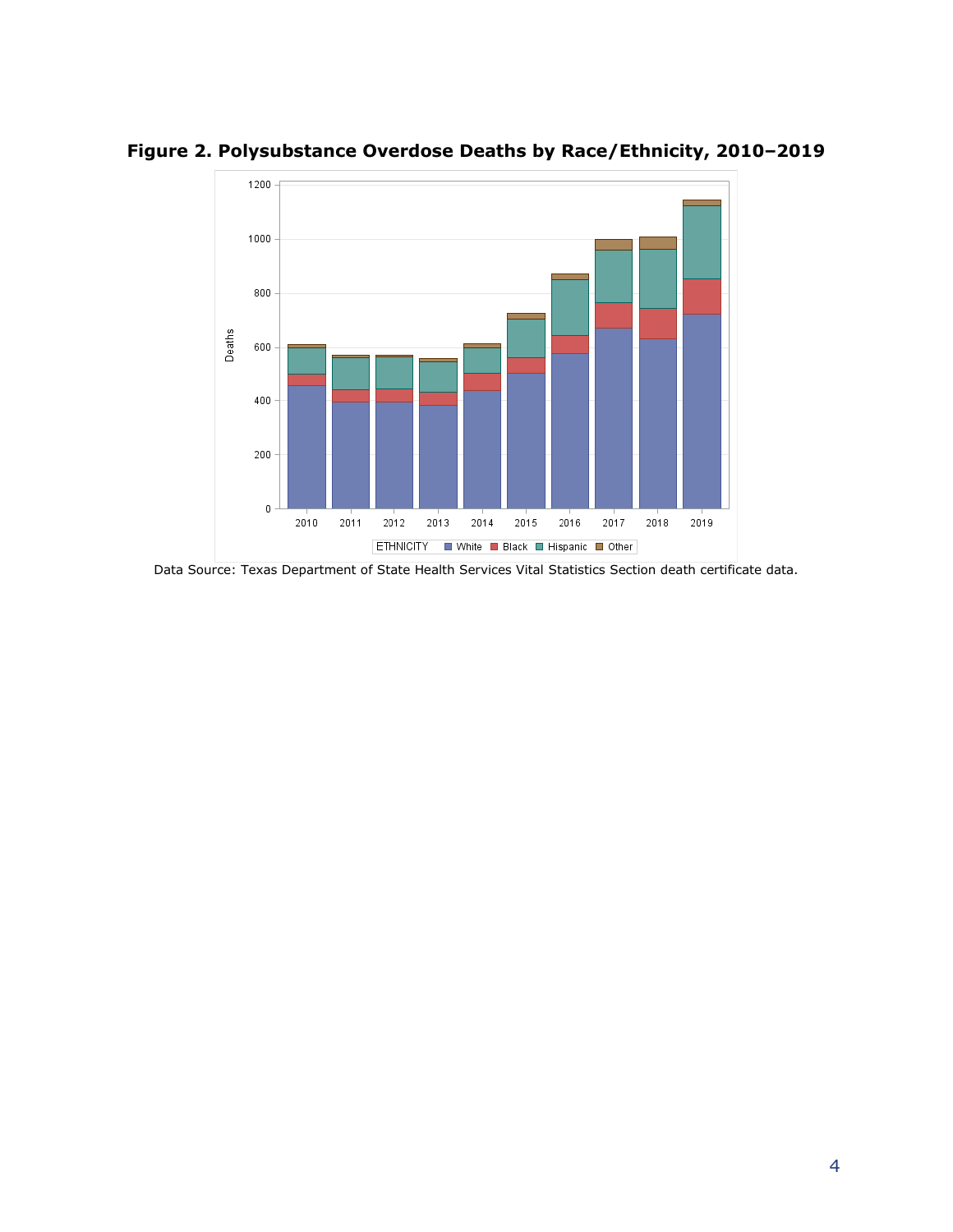**Figure 2. Polysubstance Overdose Deaths by Race/Ethnicity, 2010–2019**

Data Source: Texas Department of State Health Services Vital Statistics Section death certificate data.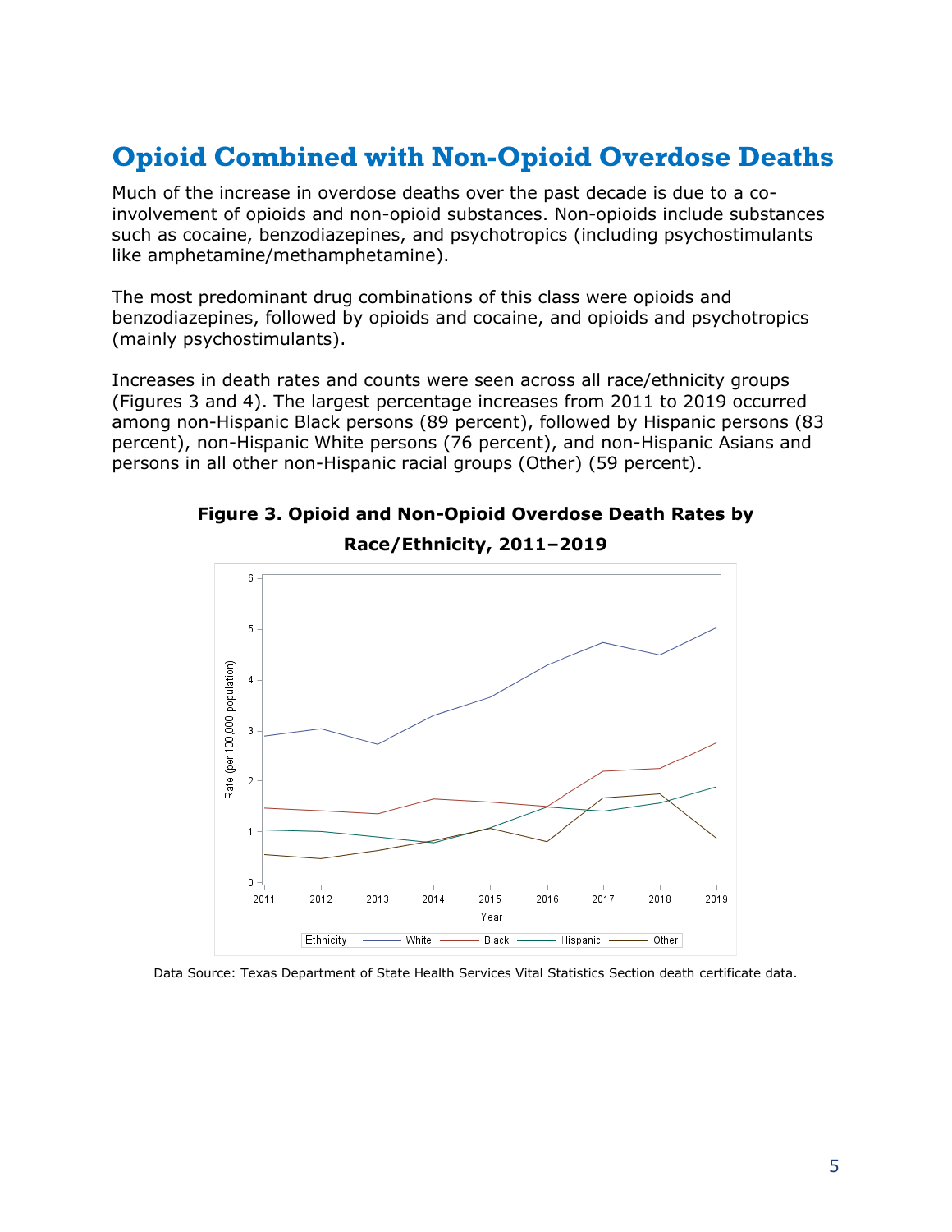# Opioid Combined with Non-Opioid Overdose Deaths

Much of the increase in overdose deaths over the past decade is due to a co-involvement of opioids and non-opioid substances. Non-opioids include substances such as cocaine, benzodiazepines, and psychotropics (including psychostimulants like amphetamine/methamphetamine).

The most predominant drug combinations of this class were opioids and benzodiazepines, followed by opioids and cocaine, and opioids and psychotropics (mainly psychostimulants).

Increases in death rates and counts were seen across all race/ethnicity groups (Figures 3 and 4). The largest percentage increases from 2011 to 2019 occurred among non-Hispanic Black persons (89 percent), followed by Hispanic persons (83 percent), non-Hispanic White persons (76 percent), and non-Hispanic Asians and persons in all other non-Hispanic racial groups (Other) (59 percent).

**Figure 3. Opioid and Non-Opioid Overdose Death Rates by Race/Ethnicity, 2011–2019**

Data Source: Texas Department of State Health Services Vital Statistics Section death certificate data.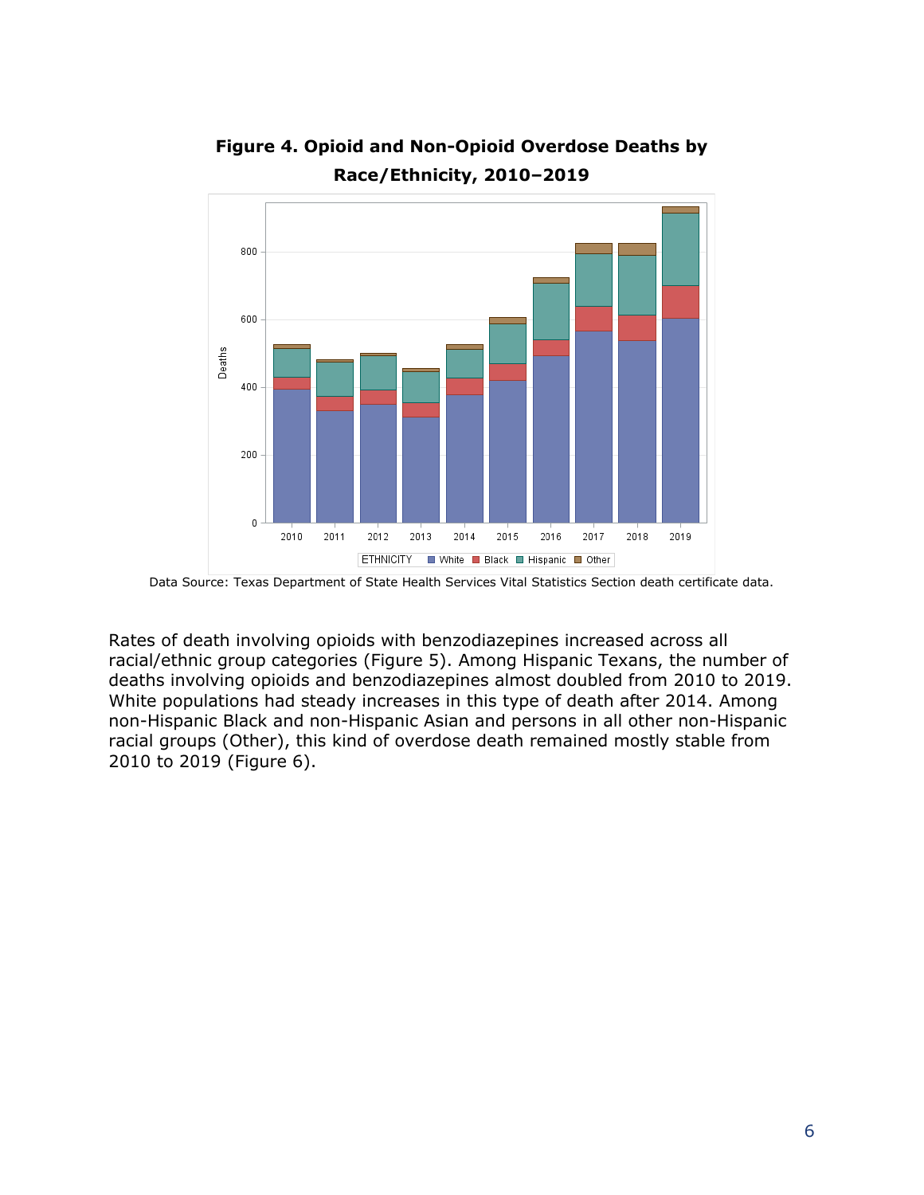**Figure 4. Opioid and Non-Opioid Overdose Deaths by Race/Ethnicity, 2010–2019**

Data Source: Texas Department of State Health Services Vital Statistics Section death certificate data.

Rates of death involving opioids with benzodiazepines increased across all racial/ethnic group categories (Figure 5). Among Hispanic Texans, the number of deaths involving opioids and benzodiazepines almost doubled from 2010 to 2019. White populations had steady increases in this type of death after 2014. Among non-Hispanic Black and non-Hispanic Asian and persons in all other non-Hispanic racial groups (Other), this kind of overdose death remained mostly stable from 2010 to 2019 (Figure 6).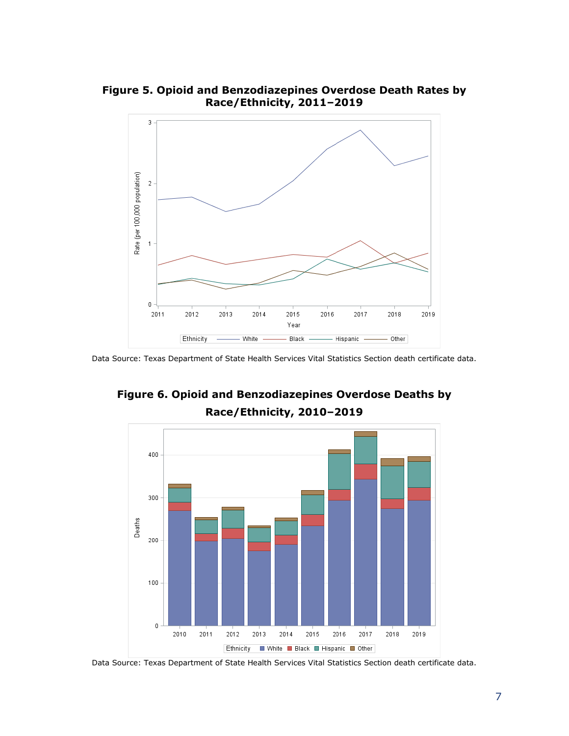**Figure 5. Opioid and Benzodiazepines Overdose Death Rates by Race/Ethnicity, 2011–2019**

Data Source: Texas Department of State Health Services Vital Statistics Section death certificate data.

**Figure 6. Opioid and Benzodiazepines Overdose Deaths by Race/Ethnicity, 2010–2019**

Data Source: Texas Department of State Health Services Vital Statistics Section death certificate data.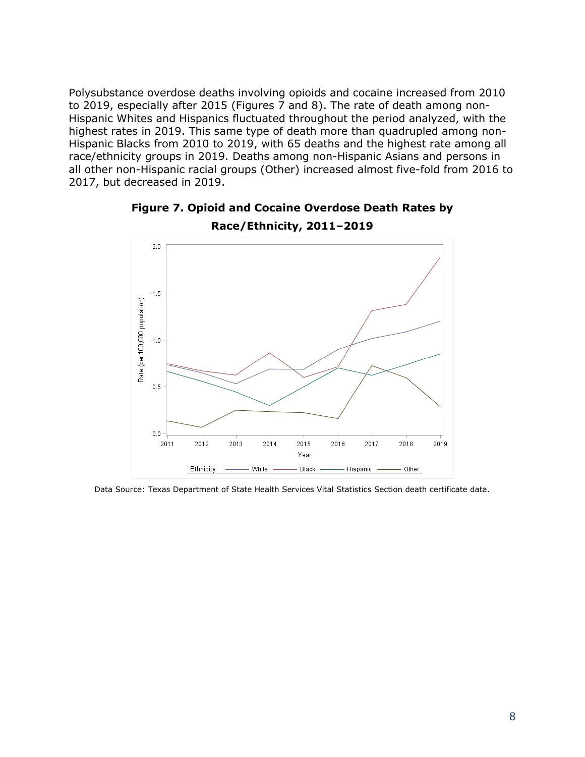Polysubstance overdose deaths involving opioids and cocaine increased from 2010 to 2019, especially after 2015 (Figures 7 and 8). The rate of death among non-Hispanic Whites and Hispanics fluctuated throughout the period analyzed, with the highest rates in 2019. This same type of death more than quadrupled among non-Hispanic Blacks from 2010 to 2019, with 65 deaths and the highest rate among all race/ethnicity groups in 2019. Deaths among non-Hispanic Asians and persons in all other non-Hispanic racial groups (Other) increased almost five-fold from 2016 to 2017, but decreased in 2019.

**Figure 7. Opioid and Cocaine Overdose Death Rates by Race/Ethnicity, 2011–2019**

Data Source: Texas Department of State Health Services Vital Statistics Section death certificate data.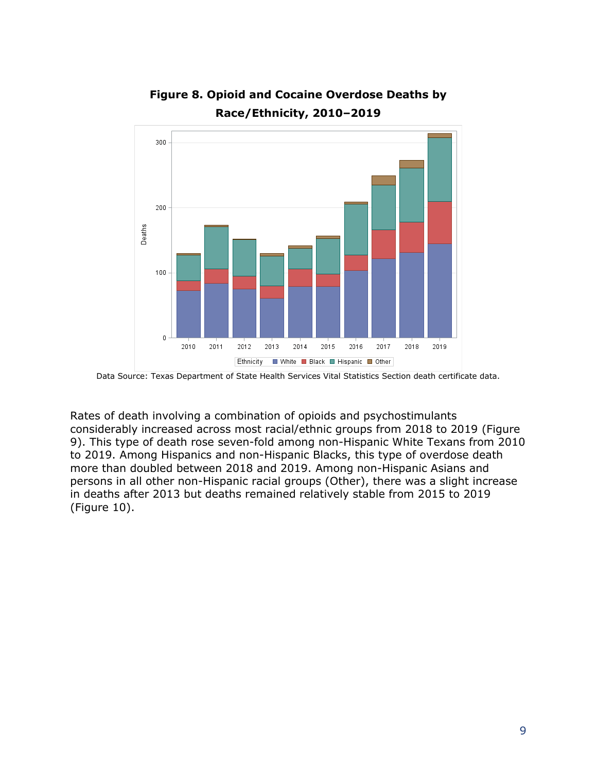**Figure 8. Opioid and Cocaine Overdose Deaths by Race/Ethnicity, 2010–2019**

Data Source: Texas Department of State Health Services Vital Statistics Section death certificate data.

Rates of death involving a combination of opioids and psychostimulants considerably increased across most racial/ethnic groups from 2018 to 2019 (Figure 9). This type of death rose seven-fold among non-Hispanic White Texans from 2010 to 2019. Among Hispanics and non-Hispanic Blacks, this type of overdose death more than doubled between 2018 and 2019. Among non-Hispanic Asians and persons in all other non-Hispanic racial groups (Other), there was a slight increase in deaths after 2013 but deaths remained relatively stable from 2015 to 2019 (Figure 10).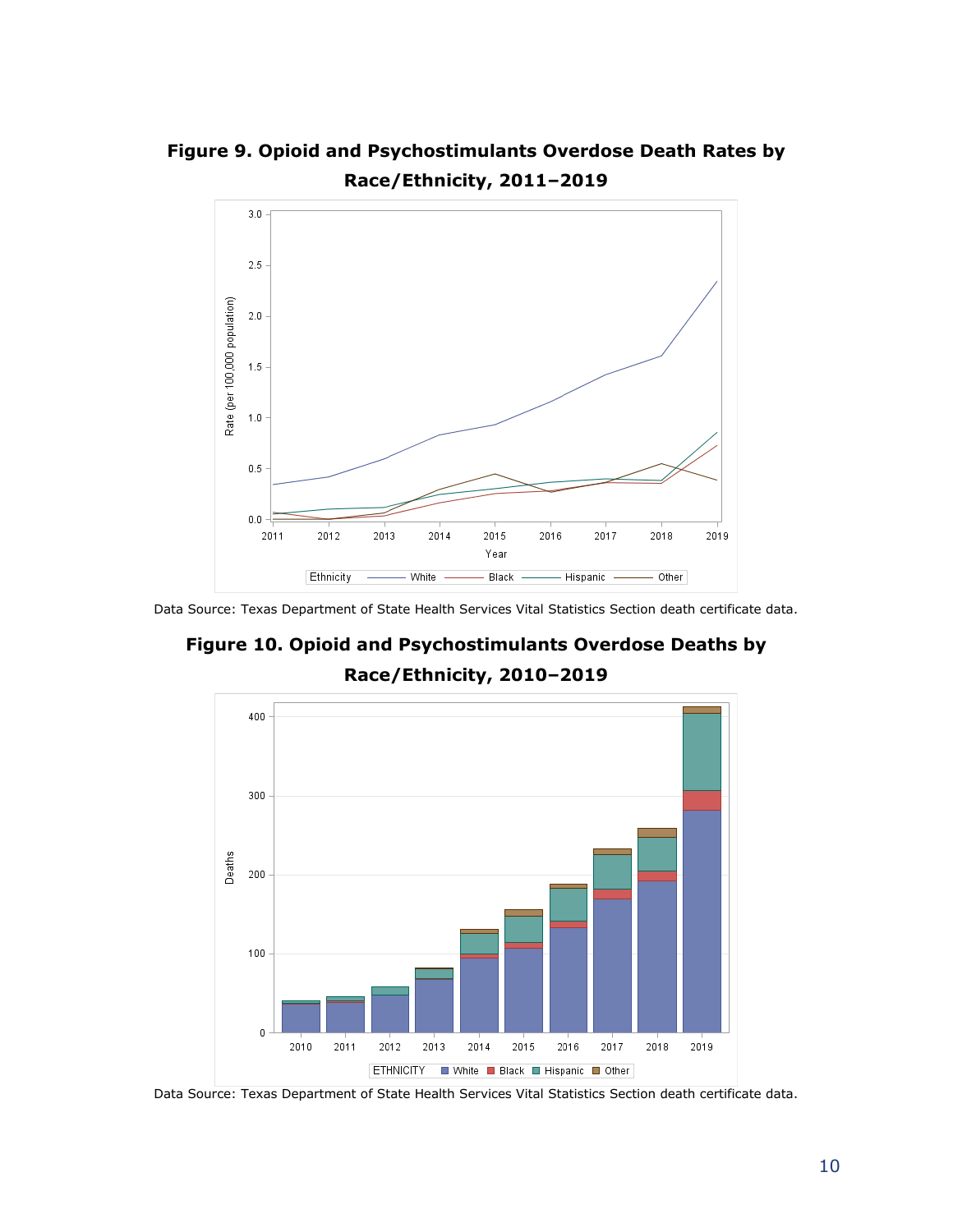**Figure 9. Opioid and Psychostimulants Overdose Death Rates by Race/Ethnicity, 2011–2019**

Data Source: Texas Department of State Health Services Vital Statistics Section death certificate data.

**Figure 10. Opioid and Psychostimulants Overdose Deaths by Race/Ethnicity, 2010–2019**

Data Source: Texas Department of State Health Services Vital Statistics Section death certificate data.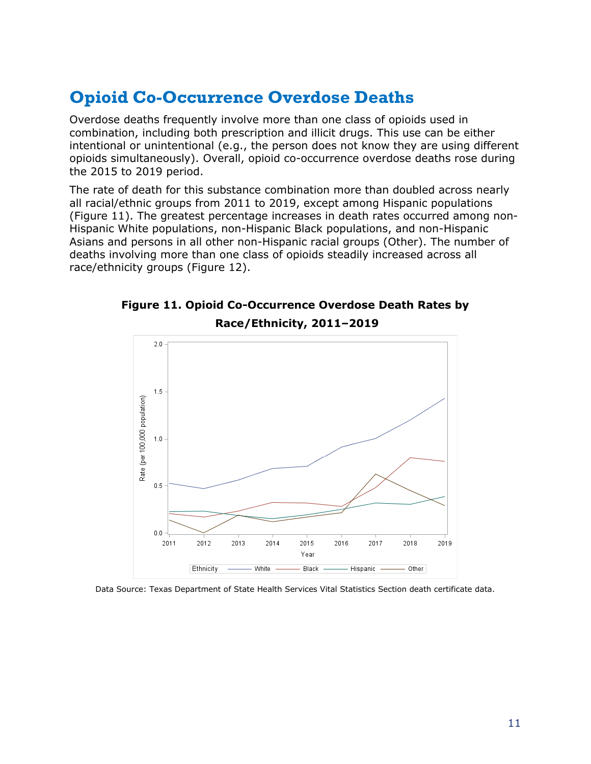# Opioid Co-Occurrence Overdose Deaths

Overdose deaths frequently involve more than one class of opioids used in combination, including both prescription and illicit drugs. This use can be either intentional or unintentional (e.g., the person does not know they are using different opioids simultaneously). Overall, opioid co-occurrence overdose deaths rose during the 2015 to 2019 period.

The rate of death for this substance combination more than doubled across nearly all racial/ethnic groups from 2011 to 2019, except among Hispanic populations (Figure 11). The greatest percentage increases in death rates occurred among non-Hispanic White populations, non-Hispanic Black populations, and non-Hispanic Asians and persons in all other non-Hispanic racial groups (Other). The number of deaths involving more than one class of opioids steadily increased across all race/ethnicity groups (Figure 12).

**Figure 11. Opioid Co-Occurrence Overdose Death Rates by Race/Ethnicity, 2011–2019**

Data Source: Texas Department of State Health Services Vital Statistics Section death certificate data.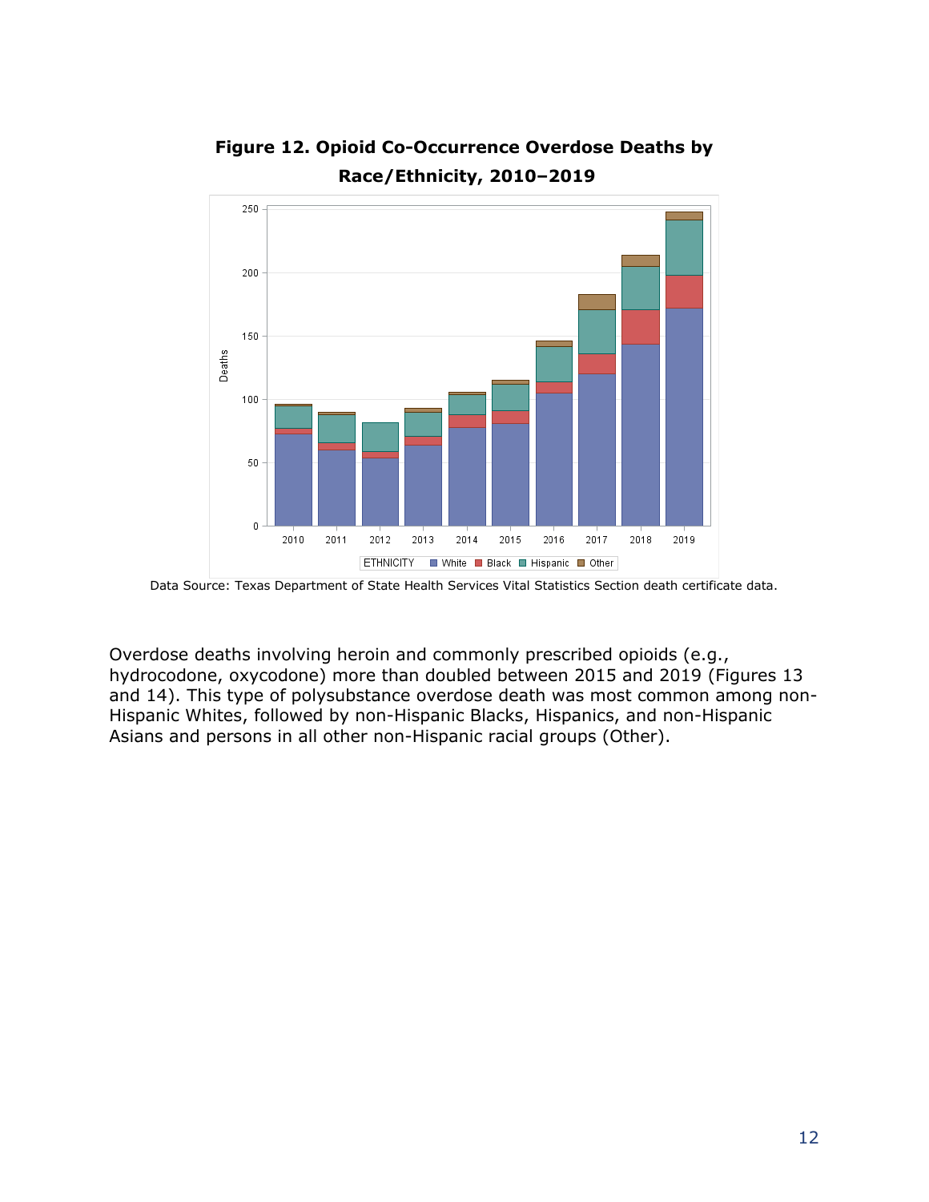**Figure 12. Opioid Co-Occurrence Overdose Deaths by Race/Ethnicity, 2010–2019**

Data Source: Texas Department of State Health Services Vital Statistics Section death certificate data.

Overdose deaths involving heroin and commonly prescribed opioids (e.g., hydrocodone, oxycodone) more than doubled between 2015 and 2019 (Figures 13 and 14). This type of polysubstance overdose death was most common among non-Hispanic Whites, followed by non-Hispanic Blacks, Hispanics, and non-Hispanic Asians and persons in all other non-Hispanic racial groups (Other).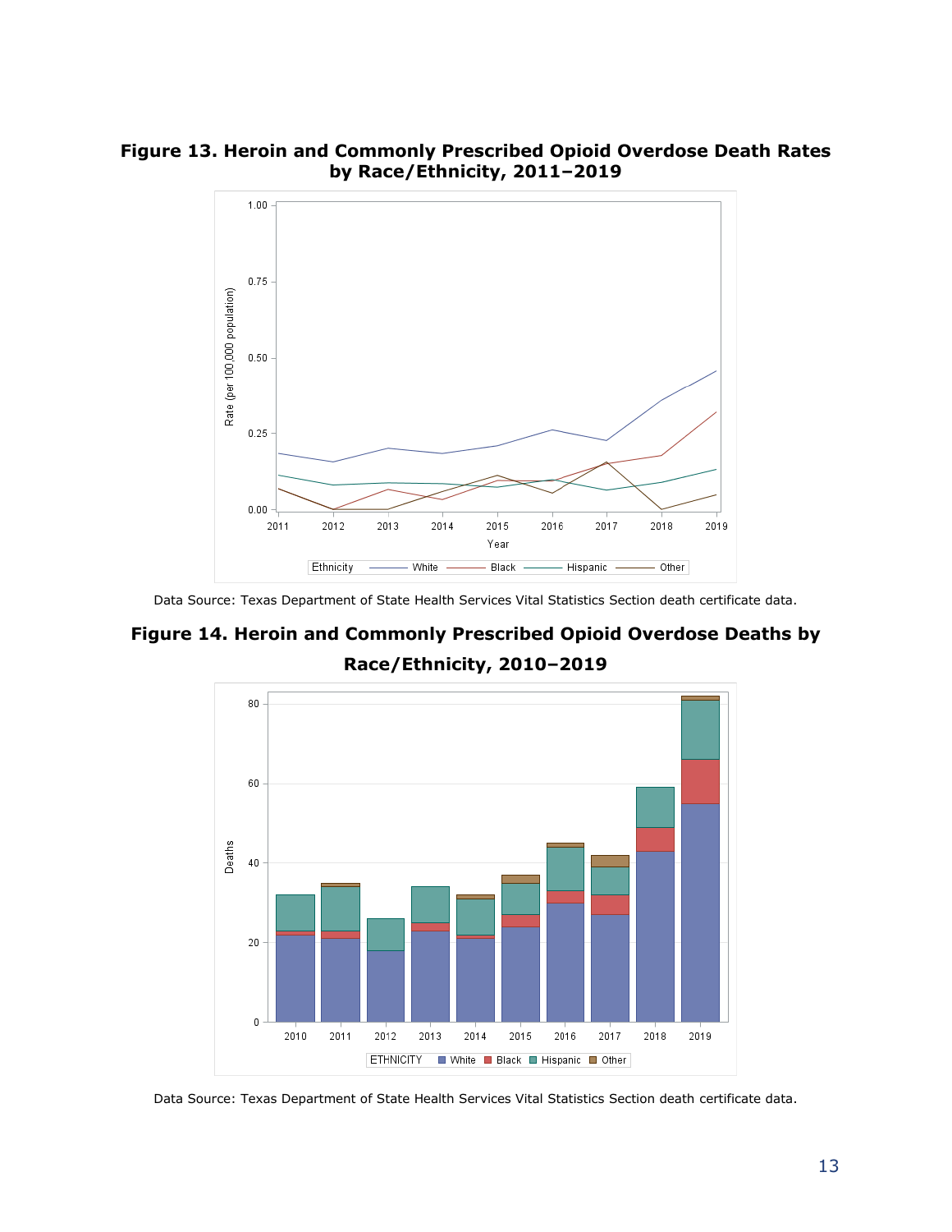**Figure 13. Heroin and Commonly Prescribed Opioid Overdose Death Rates by Race/Ethnicity, 2011–2019**

Data Source: Texas Department of State Health Services Vital Statistics Section death certificate data.

**Figure 14. Heroin and Commonly Prescribed Opioid Overdose Deaths by Race/Ethnicity, 2010–2019**

Data Source: Texas Department of State Health Services Vital Statistics Section death certificate data.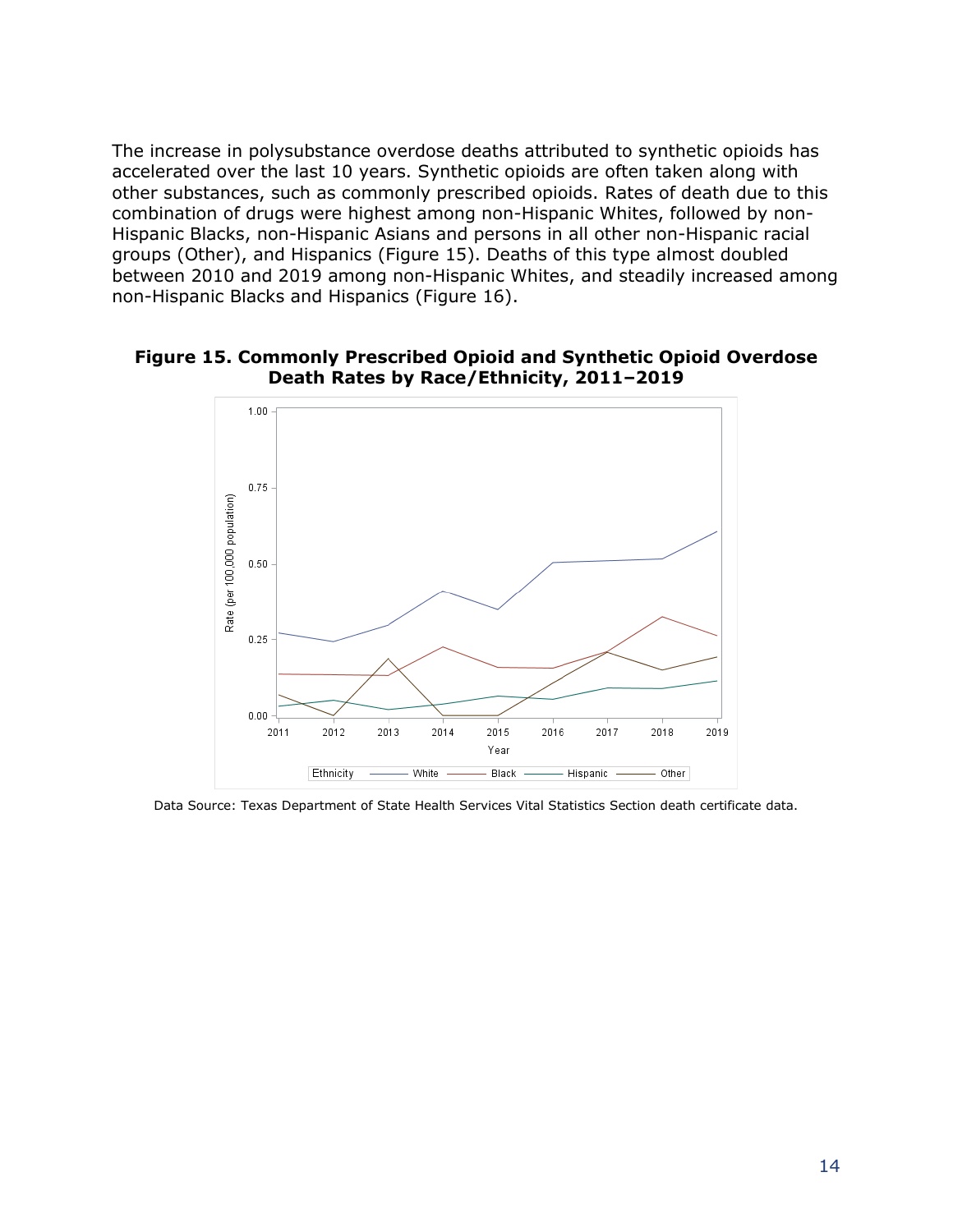The increase in polysubstance overdose deaths attributed to synthetic opioids has accelerated over the last 10 years. Synthetic opioids are often taken along with other substances, such as commonly prescribed opioids. Rates of death due to this combination of drugs were highest among non-Hispanic Whites, followed by non-Hispanic Blacks, non-Hispanic Asians and persons in all other non-Hispanic racial groups (Other), and Hispanics (Figure 15). Deaths of this type almost doubled between 2010 and 2019 among non-Hispanic Whites, and steadily increased among non-Hispanic Blacks and Hispanics (Figure 16).

**Figure 15. Commonly Prescribed Opioid and Synthetic Opioid Overdose Death Rates by Race/Ethnicity, 2011–2019**

Data Source: Texas Department of State Health Services Vital Statistics Section death certificate data.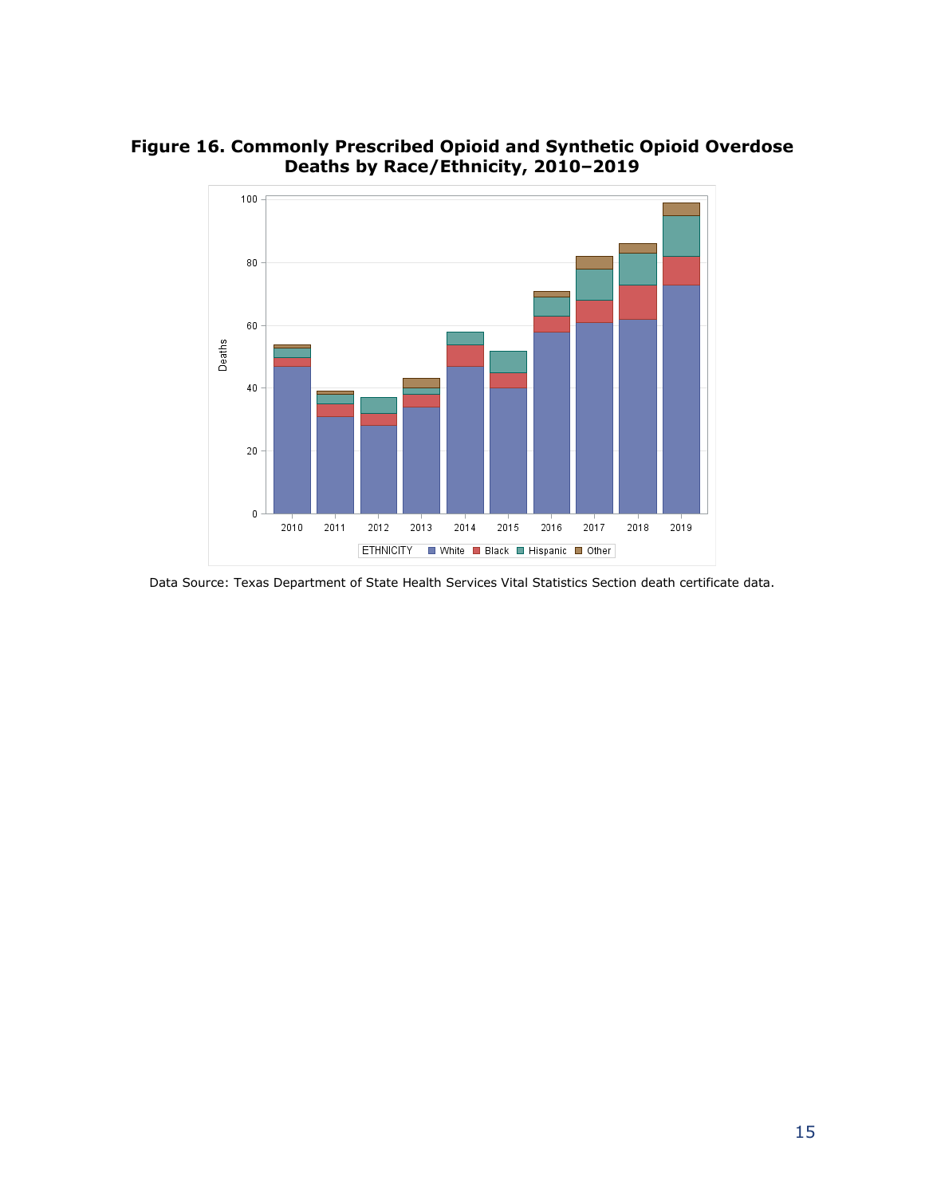**Figure 16. Commonly Prescribed Opioid and Synthetic Opioid Overdose Deaths by Race/Ethnicity, 2010–2019**

Data Source: Texas Department of State Health Services Vital Statistics Section death certificate data.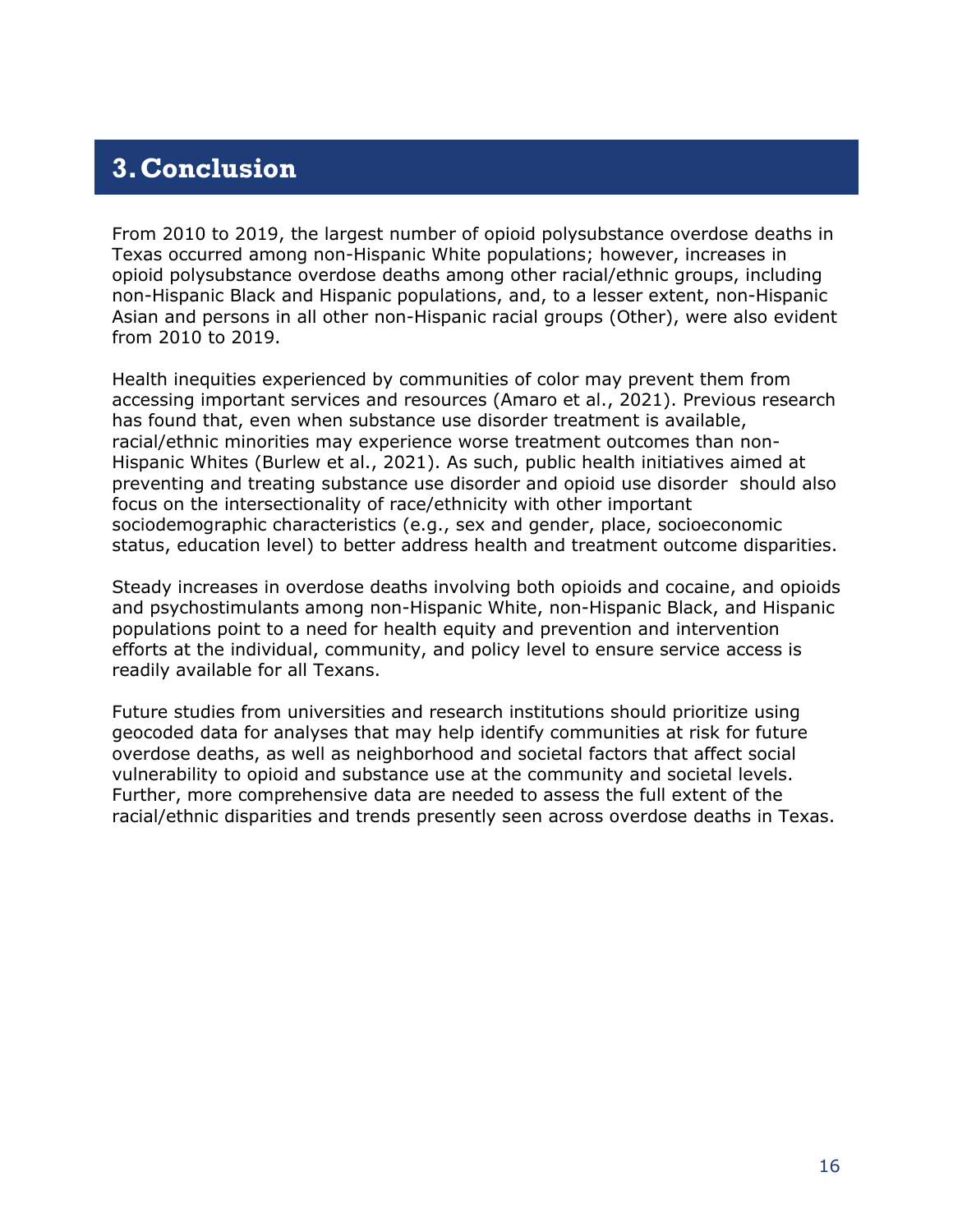# 3. Conclusion

From 2010 to 2019, the largest number of opioid polysubstance overdose deaths in Texas occurred among non-Hispanic White populations; however, increases in opioid polysubstance overdose deaths among other racial/ethnic groups, including non-Hispanic Black and Hispanic populations, and, to a lesser extent, non-Hispanic Asian and persons in all other non-Hispanic racial groups (Other), were also evident from 2010 to 2019.

Health inequities experienced by communities of color may prevent them from accessing important services and resources (Amaro et al., 2021). Previous research has found that, even when substance use disorder treatment is available, racial/ethnic minorities may experience worse treatment outcomes than non-Hispanic Whites (Burlew et al., 2021). As such, public health initiatives aimed at preventing and treating substance use disorder and opioid use disorder should also focus on the intersectionality of race/ethnicity with other important sociodemographic characteristics (e.g., sex and gender, place, socioeconomic status, education level) to better address health and treatment outcome disparities.

Steady increases in overdose deaths involving both opioids and cocaine, and opioids and psychostimulants among non-Hispanic White, non-Hispanic Black, and Hispanic populations point to a need for health equity and prevention and intervention efforts at the individual, community, and policy level to ensure service access is readily available for all Texans.

Future studies from universities and research institutions should prioritize using geocoded data for analyses that may help identify communities at risk for future overdose deaths, as well as neighborhood and societal factors that affect social vulnerability to opioid and substance use at the community and societal levels. Further, more comprehensive data are needed to assess the full extent of the racial/ethnic disparities and trends presently seen across overdose deaths in Texas.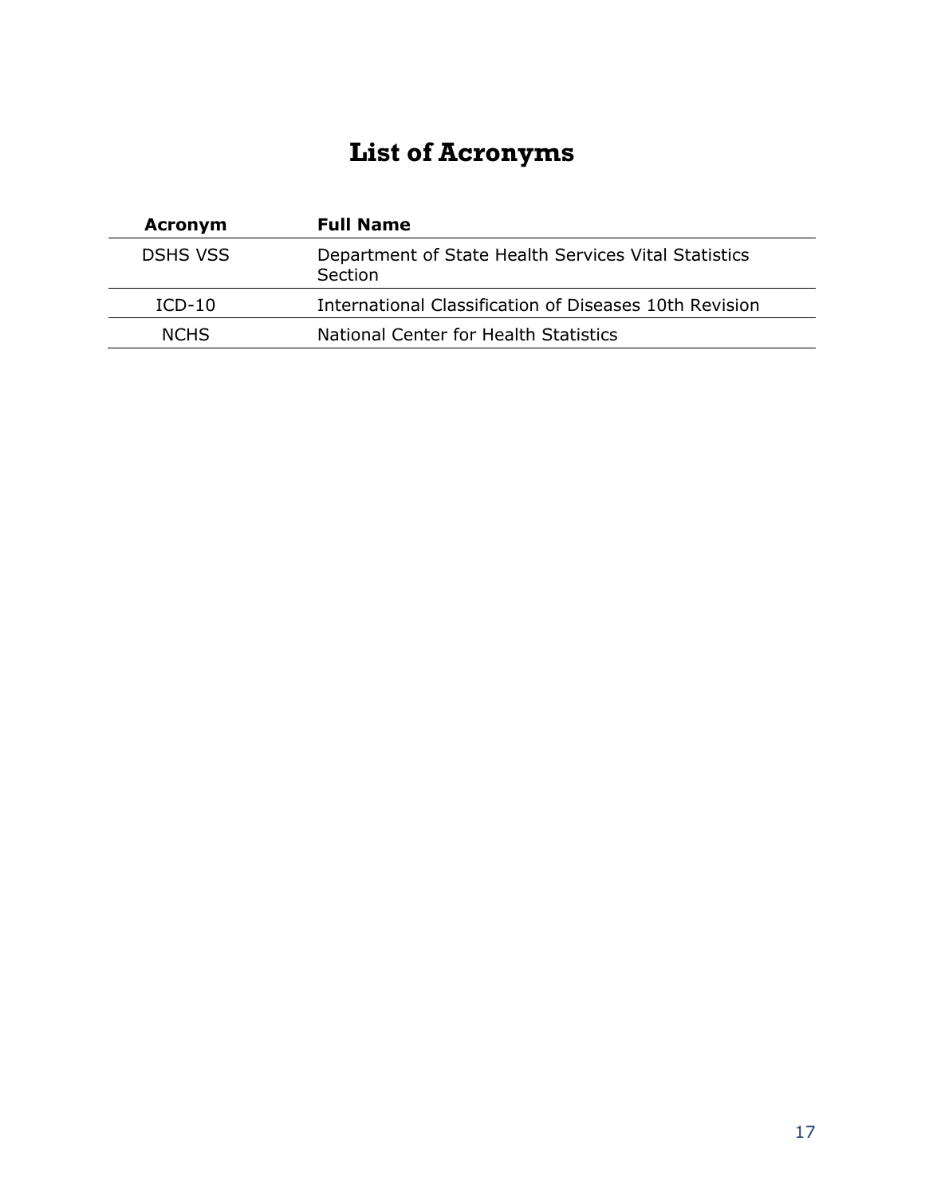# List of Acronyms

| Acronym | Full Name |
|---|---|
| DSHS VSS | Department of State Health Services Vital Statistics Section |
| ICD-10 | International Classification of Diseases 10th Revision |
| NCHS | National Center for Health Statistics |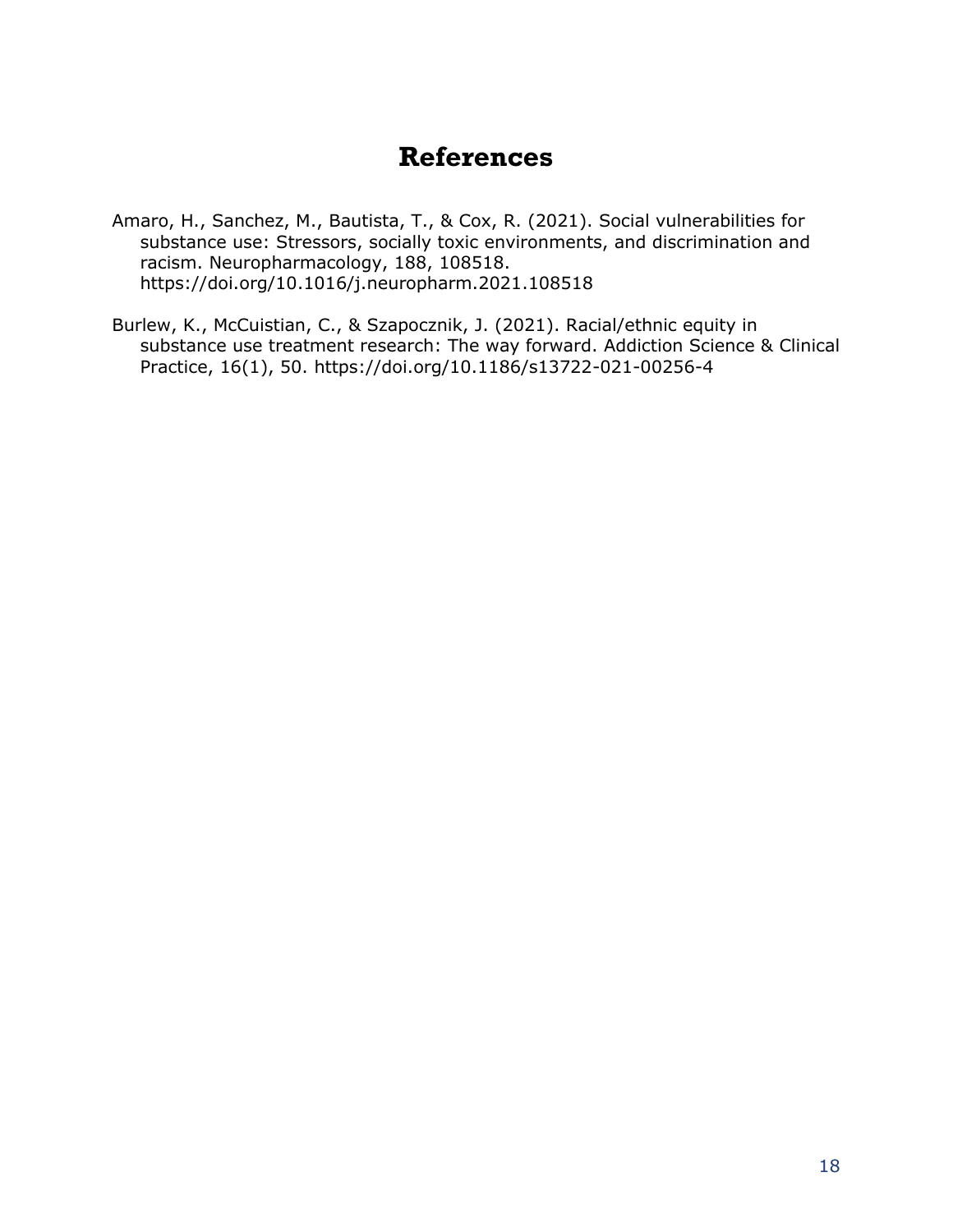# References

Amaro, H., Sanchez, M., Bautista, T., & Cox, R. (2021). Social vulnerabilities for substance use: Stressors, socially toxic environments, and discrimination and racism. Neuropharmacology, 188, 108518. https://doi.org/10.1016/j.neuropharm.2021.108518

Burlew, K., McCuistian, C., & Szapocznik, J. (2021). Racial/ethnic equity in substance use treatment research: The way forward. Addiction Science & Clinical Practice, 16(1), 50. https://doi.org/10.1186/s13722-021-00256-4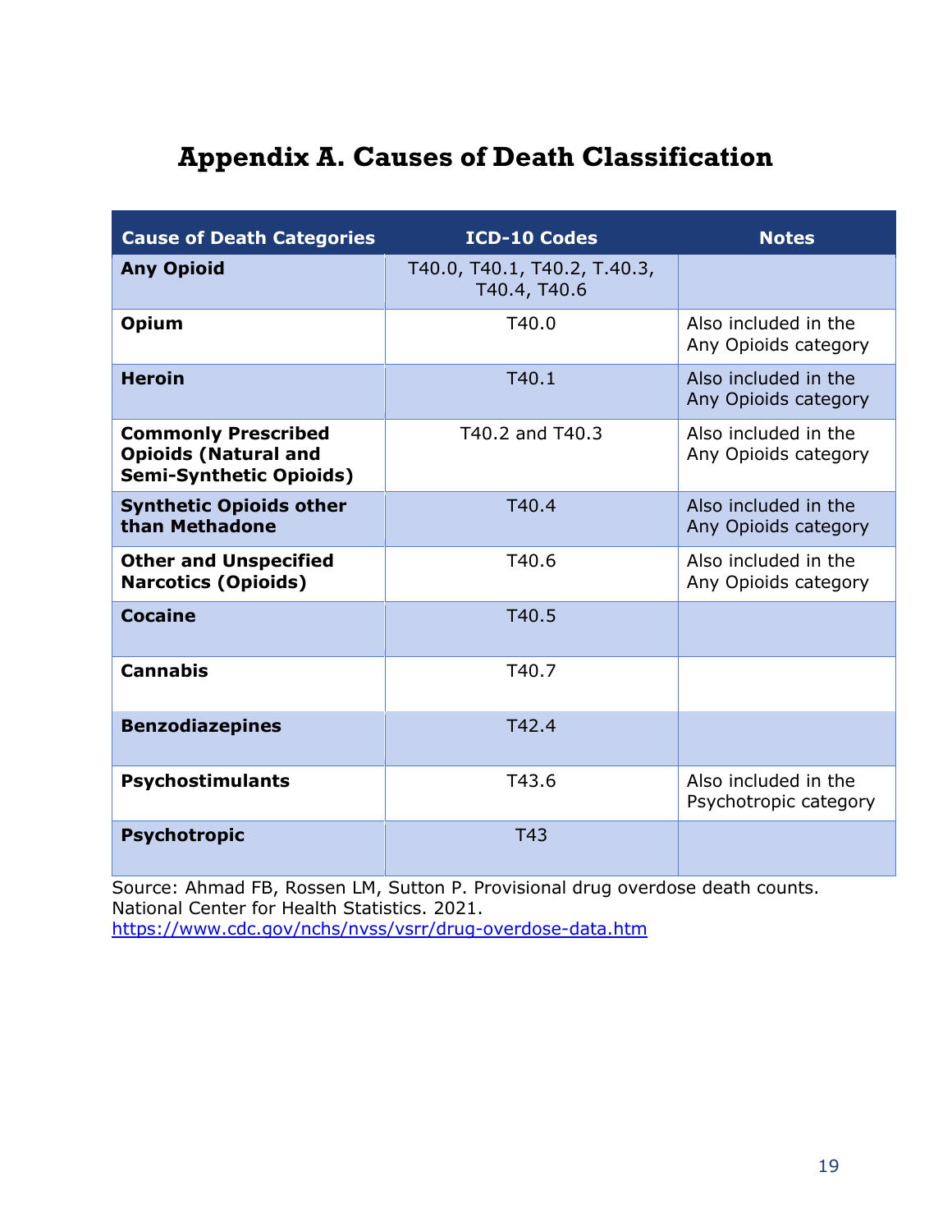# Appendix A. Causes of Death Classification

| Cause of Death Categories | ICD-10 Codes | Notes |
|---|---|---|
| **Any Opioid** | T40.0, T40.1, T40.2, T.40.3, T40.4, T40.6 | |
| **Opium** | T40.0 | Also included in the Any Opioids category |
| **Heroin** | T40.1 | Also included in the Any Opioids category |
| **Commonly Prescribed Opioids (Natural and Semi-Synthetic Opioids)** | T40.2 and T40.3 | Also included in the Any Opioids category |
| **Synthetic Opioids other than Methadone** | T40.4 | Also included in the Any Opioids category |
| **Other and Unspecified Narcotics (Opioids)** | T40.6 | Also included in the Any Opioids category |
| **Cocaine** | T40.5 | |
| **Cannabis** | T40.7 | |
| **Benzodiazepines** | T42.4 | |
| **Psychostimulants** | T43.6 | Also included in the Psychotropic category |
| **Psychotropic** | T43 | |

Source: Ahmad FB, Rossen LM, Sutton P. Provisional drug overdose death counts. National Center for Health Statistics. 2021. https://www.cdc.gov/nchs/nvss/vsrr/drug-overdose-data.htm